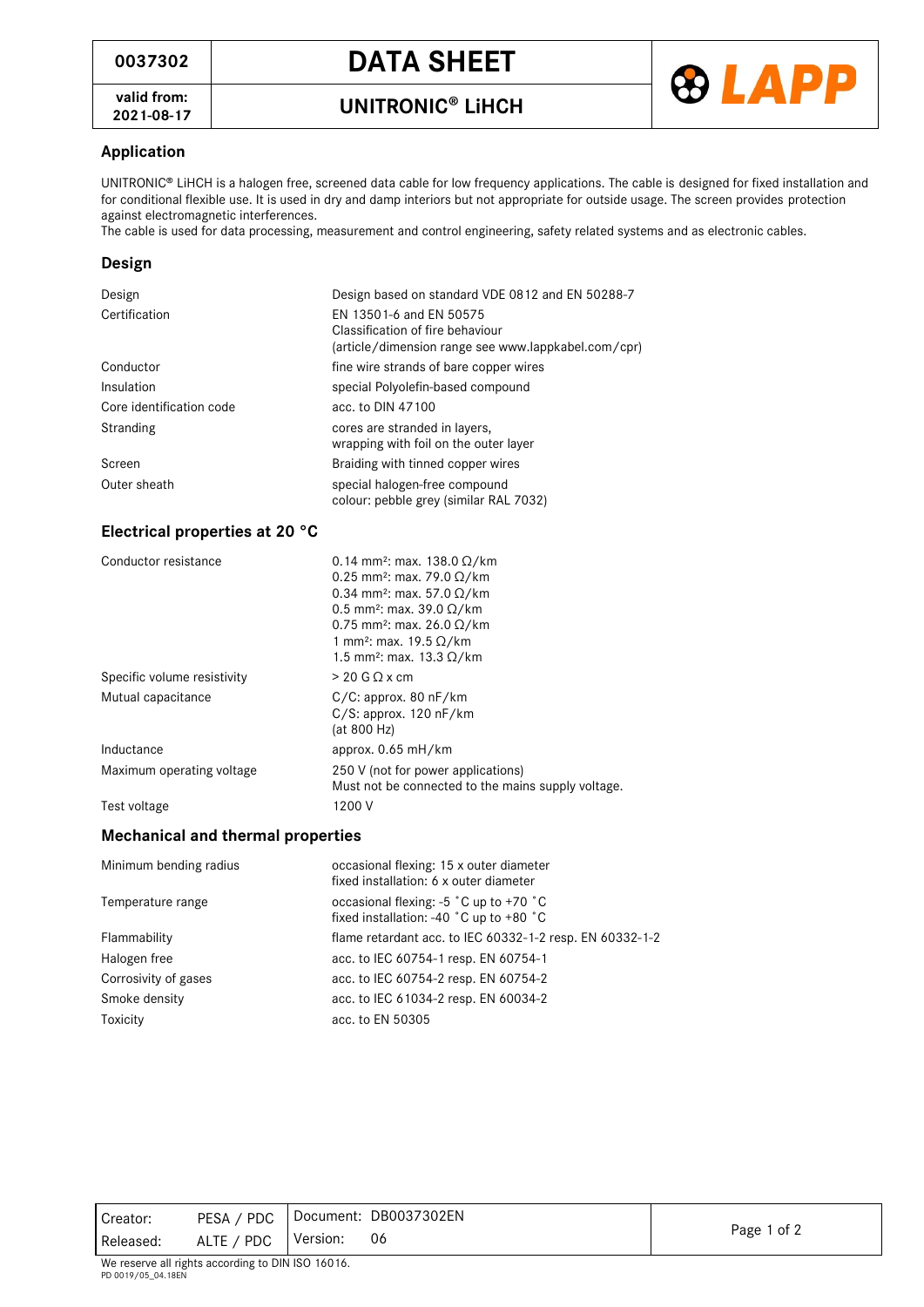| 0037302 | DATA SHEET | LAPP |
|---|---|---|
| valid from: 2021-08-17 | UNITRONIC® LiHCH | |

## Application

UNITRONIC® LiHCH is a halogen free, screened data cable for low frequency applications. The cable is designed for fixed installation and for conditional flexible use. It is used in dry and damp interiors but not appropriate for outside usage. The screen provides protection against electromagnetic interferences.
The cable is used for data processing, measurement and control engineering, safety related systems and as electronic cables.

## Design

| | |
|---|---|
| Design | Design based on standard VDE 0812 and EN 50288-7 |
| Certification | EN 13501-6 and EN 50575<br>Classification of fire behaviour<br>(article/dimension range see www.lappkabel.com/cpr) |
| Conductor | fine wire strands of bare copper wires |
| Insulation | special Polyolefin-based compound |
| Core identification code | acc. to DIN 47100 |
| Stranding | cores are stranded in layers,<br>wrapping with foil on the outer layer |
| Screen | Braiding with tinned copper wires |
| Outer sheath | special halogen-free compound<br>colour: pebble grey (similar RAL 7032) |

## Electrical properties at 20 °C

| | |
|---|---|
| Conductor resistance | 0.14 mm²: max. 138.0 Ω/km<br>0.25 mm²: max. 79.0 Ω/km<br>0.34 mm²: max. 57.0 Ω/km<br>0.5 mm²: max. 39.0 Ω/km<br>0.75 mm²: max. 26.0 Ω/km<br>1 mm²: max. 19.5 Ω/km<br>1.5 mm²: max. 13.3 Ω/km |
| Specific volume resistivity | > 20 G Ω x cm |
| Mutual capacitance | C/C: approx. 80 nF/km<br>C/S: approx. 120 nF/km<br>(at 800 Hz) |
| Inductance | approx. 0.65 mH/km |
| Maximum operating voltage | 250 V (not for power applications)<br>Must not be connected to the mains supply voltage. |
| Test voltage | 1200 V |

## Mechanical and thermal properties

| | |
|---|---|
| Minimum bending radius | occasional flexing: 15 x outer diameter<br>fixed installation: 6 x outer diameter |
| Temperature range | occasional flexing: -5 °C up to +70 °C<br>fixed installation: -40 °C up to +80 °C |
| Flammability | flame retardant acc. to IEC 60332-1-2 resp. EN 60332-1-2 |
| Halogen free | acc. to IEC 60754-1 resp. EN 60754-1 |
| Corrosivity of gases | acc. to IEC 60754-2 resp. EN 60754-2 |
| Smoke density | acc. to IEC 61034-2 resp. EN 60034-2 |
| Toxicity | acc. to EN 50305 |

| | | | |
|---|---|---|---|
| Creator: | PESA / PDC | Document: DB0037302EN | |
| Released: | ALTE / PDC | Version: 06 | |

We reserve all rights according to DIN ISO 16016.
PD 0019/05_04.18EN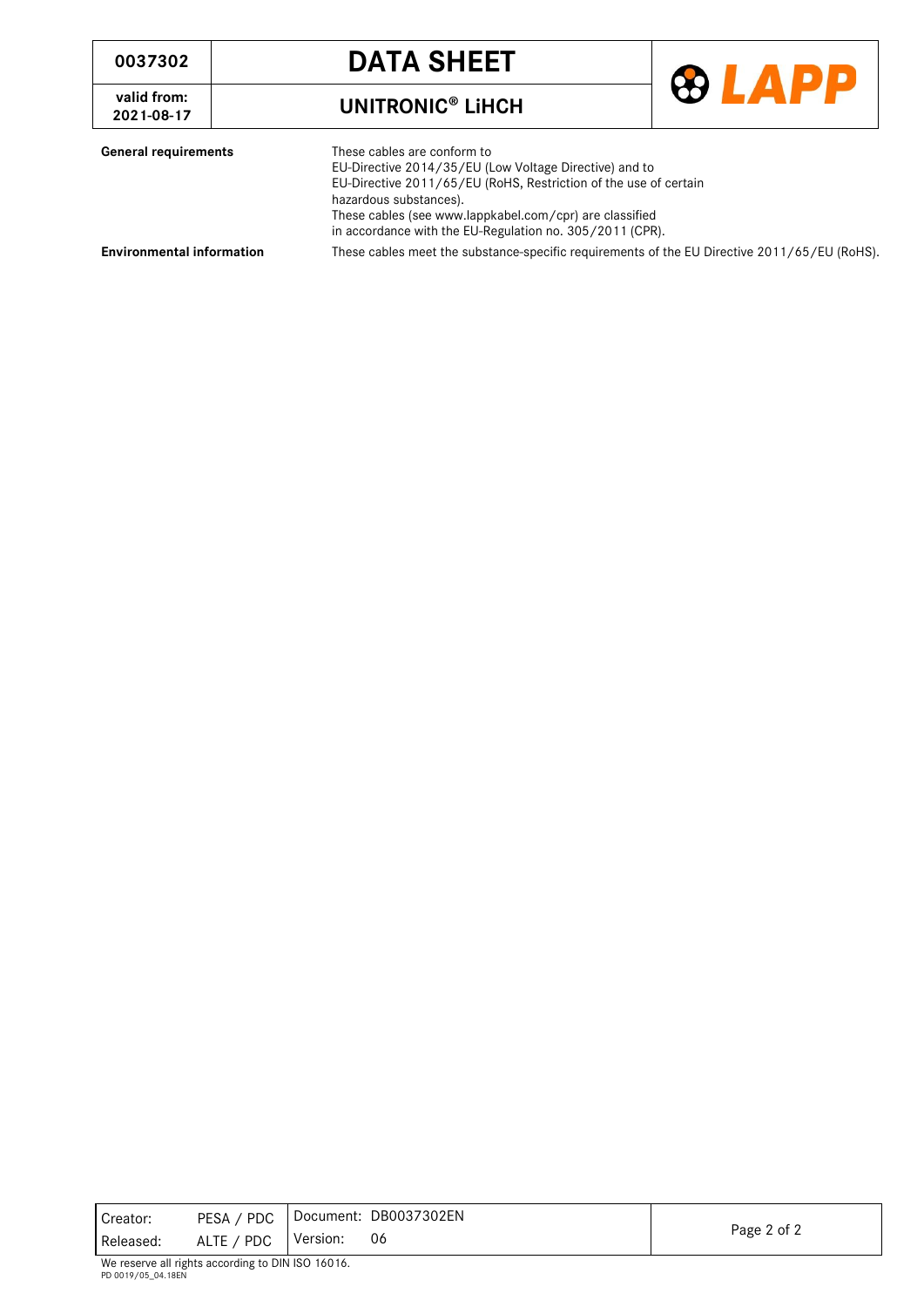| | |
|---|---|
| **General requirements** | These cables are conform to EU-Directive 2014/35/EU (Low Voltage Directive) and to EU-Directive 2011/65/EU (RoHS, Restriction of the use of certain hazardous substances). These cables (see www.lappkabel.com/cpr) are classified in accordance with the EU-Regulation no. 305/2011 (CPR). |
| **Environmental information** | These cables meet the substance-specific requirements of the EU Directive 2011/65/EU (RoHS). |